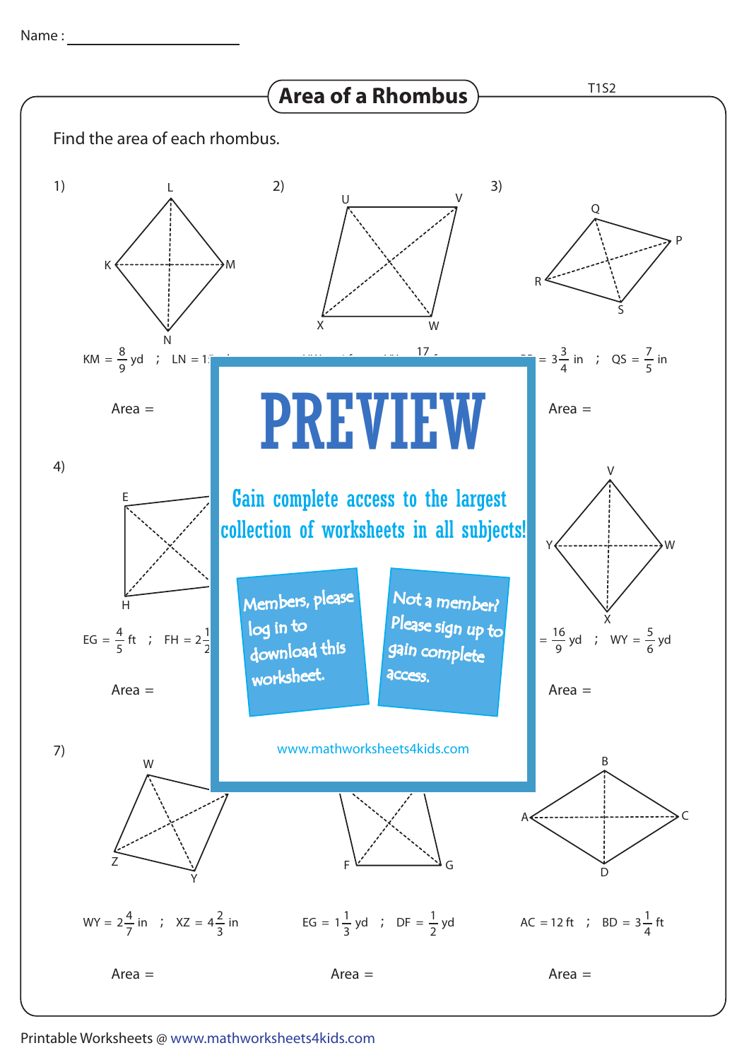Name : ____________________

# Area of a Rhombus

Find the area of each rhombus.

1) KM = $\frac{8}{9}$ yd ; LN = 1

Area =

2) 

3) = $3\frac{3}{4}$ in ; QS = $\frac{7}{5}$ in

Area =

# PREVIEW

Gain complete access to the largest collection of worksheets in all subjects!

Members, please log in to download this worksheet.

Not a member? Please sign up to gain complete access.

www.mathworksheets4kids.com

4) EG = $\frac{4}{5}$ ft ; FH = $2\frac{1}{2}$

Area =

6) = $\frac{16}{9}$ yd ; WY = $\frac{5}{6}$ yd

Area =

7) WY = $2\frac{4}{7}$ in ; XZ = $4\frac{2}{3}$ in

Area =

8) EG = $1\frac{1}{3}$ yd ; DF = $\frac{1}{2}$ yd

Area =

9) AC = 12 ft ; BD = $3\frac{1}{4}$ ft

Area =

Printable Worksheets @ www.mathworksheets4kids.com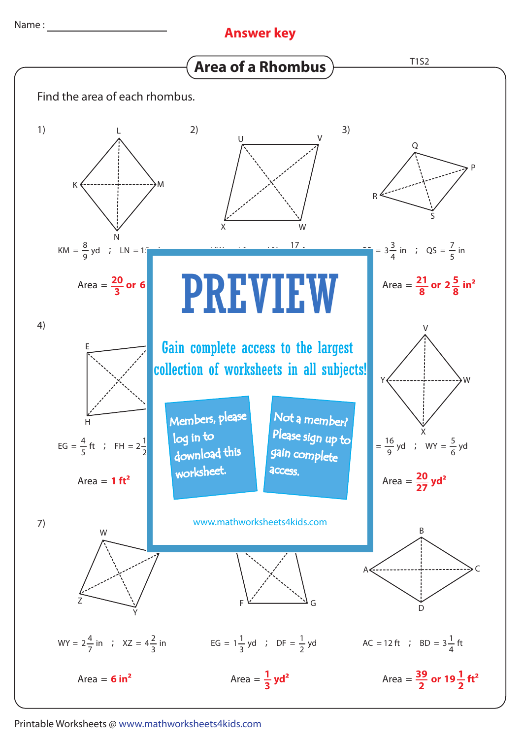Name : ______________________

**Answer key**

# Area of a Rhombus

T1S2

Find the area of each rhombus.

1) L, K, M, N

$KM = \frac{8}{9}$ yd ; LN = 1

Area = $\frac{20}{3}$ or 6

2) U, V, X, W

17

3) Q, P, R, S

= $3\frac{3}{4}$ in ; $QS = \frac{7}{5}$ in

Area = $\frac{21}{8}$ or $2\frac{5}{8}$ in²

4) E, H

$EG = \frac{4}{5}$ ft ; $FH = 2\frac{1}{2}$

Area = 1 ft²

V, Y, W, X

= $\frac{16}{9}$ yd ; $WY = \frac{5}{6}$ yd

Area = $\frac{20}{27}$ yd²

**PREVIEW**

Gain complete access to the largest collection of worksheets in all subjects!

Members, please log in to download this worksheet.

Not a member? Please sign up to gain complete access.

www.mathworksheets4kids.com

7) W, Z, Y

$WY = 2\frac{4}{7}$ in ; $XZ = 4\frac{2}{3}$ in

Area = 6 in²

F, G

$EG = 1\frac{1}{3}$ yd ; $DF = \frac{1}{2}$ yd

Area = $\frac{1}{3}$ yd²

B, A, C, D

AC = 12 ft ; $BD = 3\frac{1}{4}$ ft

Area = $\frac{39}{2}$ or $19\frac{1}{2}$ ft²

Printable Worksheets @ www.mathworksheets4kids.com